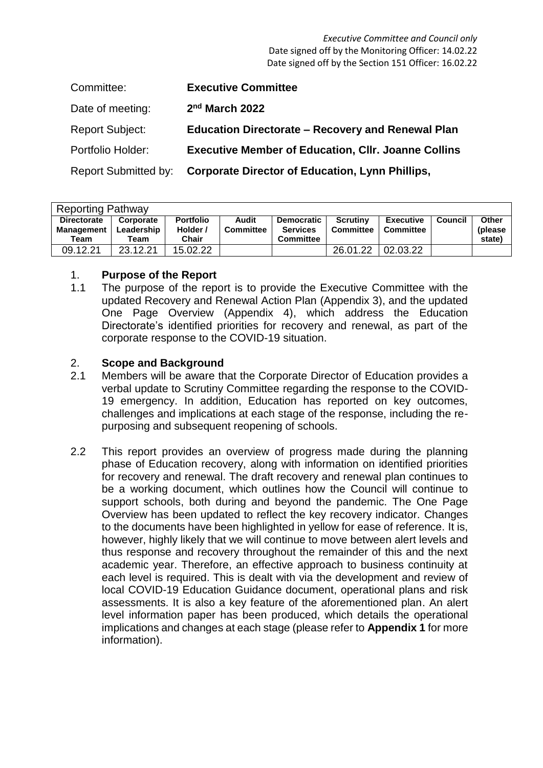*Executive Committee and Council only*
Date signed off by the Monitoring Officer: 14.02.22
Date signed off by the Section 151 Officer: 16.02.22

| | |
|---|---|
| Committee: | **Executive Committee** |
| Date of meeting: | **2nd March 2022** |
| Report Subject: | **Education Directorate – Recovery and Renewal Plan** |
| Portfolio Holder: | **Executive Member of Education, Cllr. Joanne Collins** |
| Report Submitted by: | **Corporate Director of Education, Lynn Phillips,** |

| Reporting Pathway | | | | | | | | |
|---|---|---|---|---|---|---|---|---|
| **Directorate Management Team** | **Corporate Leadership Team** | **Portfolio Holder / Chair** | **Audit Committee** | **Democratic Services Committee** | **Scrutiny Committee** | **Executive Committee** | **Council** | **Other (please state)** |
| 09.12.21 | 23.12.21 | 15.02.22 | | | 26.01.22 | 02.03.22 | | |

## 1. Purpose of the Report

1.1 The purpose of the report is to provide the Executive Committee with the updated Recovery and Renewal Action Plan (Appendix 3), and the updated One Page Overview (Appendix 4), which address the Education Directorate's identified priorities for recovery and renewal, as part of the corporate response to the COVID-19 situation.

## 2. Scope and Background

2.1 Members will be aware that the Corporate Director of Education provides a verbal update to Scrutiny Committee regarding the response to the COVID-19 emergency. In addition, Education has reported on key outcomes, challenges and implications at each stage of the response, including the re-purposing and subsequent reopening of schools.

2.2 This report provides an overview of progress made during the planning phase of Education recovery, along with information on identified priorities for recovery and renewal. The draft recovery and renewal plan continues to be a working document, which outlines how the Council will continue to support schools, both during and beyond the pandemic. The One Page Overview has been updated to reflect the key recovery indicator. Changes to the documents have been highlighted in yellow for ease of reference. It is, however, highly likely that we will continue to move between alert levels and thus response and recovery throughout the remainder of this and the next academic year. Therefore, an effective approach to business continuity at each level is required. This is dealt with via the development and review of local COVID-19 Education Guidance document, operational plans and risk assessments. It is also a key feature of the aforementioned plan. An alert level information paper has been produced, which details the operational implications and changes at each stage (please refer to **Appendix 1** for more information).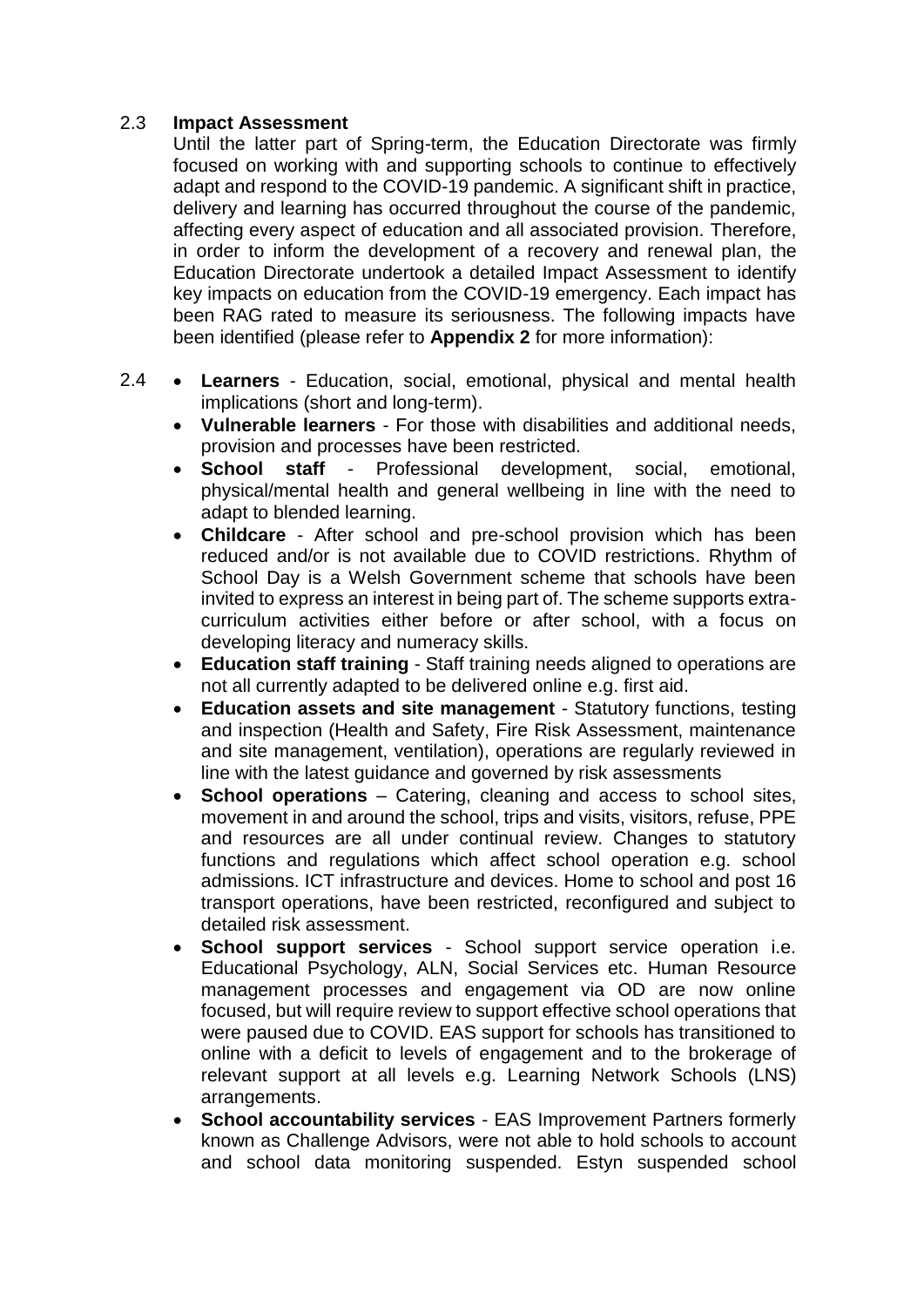2.3 **Impact Assessment**

Until the latter part of Spring-term, the Education Directorate was firmly focused on working with and supporting schools to continue to effectively adapt and respond to the COVID-19 pandemic. A significant shift in practice, delivery and learning has occurred throughout the course of the pandemic, affecting every aspect of education and all associated provision. Therefore, in order to inform the development of a recovery and renewal plan, the Education Directorate undertook a detailed Impact Assessment to identify key impacts on education from the COVID-19 emergency. Each impact has been RAG rated to measure its seriousness. The following impacts have been identified (please refer to **Appendix 2** for more information):

2.4

- **Learners** - Education, social, emotional, physical and mental health implications (short and long-term).
- **Vulnerable learners** - For those with disabilities and additional needs, provision and processes have been restricted.
- **School staff** - Professional development, social, emotional, physical/mental health and general wellbeing in line with the need to adapt to blended learning.
- **Childcare** - After school and pre-school provision which has been reduced and/or is not available due to COVID restrictions. Rhythm of School Day is a Welsh Government scheme that schools have been invited to express an interest in being part of. The scheme supports extra-curriculum activities either before or after school, with a focus on developing literacy and numeracy skills.
- **Education staff training** - Staff training needs aligned to operations are not all currently adapted to be delivered online e.g. first aid.
- **Education assets and site management** - Statutory functions, testing and inspection (Health and Safety, Fire Risk Assessment, maintenance and site management, ventilation), operations are regularly reviewed in line with the latest guidance and governed by risk assessments
- **School operations** – Catering, cleaning and access to school sites, movement in and around the school, trips and visits, visitors, refuse, PPE and resources are all under continual review. Changes to statutory functions and regulations which affect school operation e.g. school admissions. ICT infrastructure and devices. Home to school and post 16 transport operations, have been restricted, reconfigured and subject to detailed risk assessment.
- **School support services** - School support service operation i.e. Educational Psychology, ALN, Social Services etc. Human Resource management processes and engagement via OD are now online focused, but will require review to support effective school operations that were paused due to COVID. EAS support for schools has transitioned to online with a deficit to levels of engagement and to the brokerage of relevant support at all levels e.g. Learning Network Schools (LNS) arrangements.
- **School accountability services** - EAS Improvement Partners formerly known as Challenge Advisors, were not able to hold schools to account and school data monitoring suspended. Estyn suspended school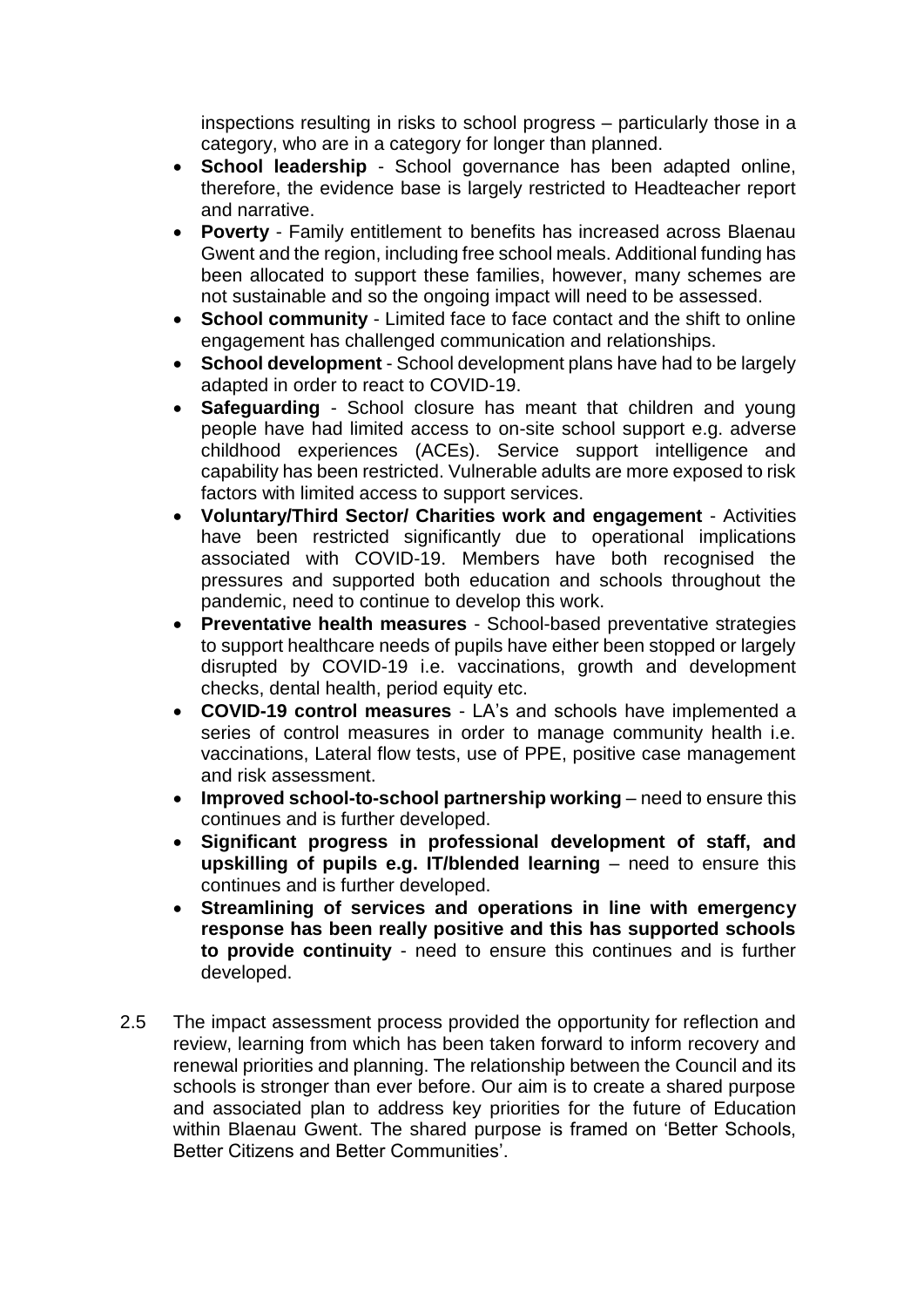inspections resulting in risks to school progress – particularly those in a category, who are in a category for longer than planned.

- **School leadership** - School governance has been adapted online, therefore, the evidence base is largely restricted to Headteacher report and narrative.
- **Poverty** - Family entitlement to benefits has increased across Blaenau Gwent and the region, including free school meals. Additional funding has been allocated to support these families, however, many schemes are not sustainable and so the ongoing impact will need to be assessed.
- **School community** - Limited face to face contact and the shift to online engagement has challenged communication and relationships.
- **School development** - School development plans have had to be largely adapted in order to react to COVID-19.
- **Safeguarding** - School closure has meant that children and young people have had limited access to on-site school support e.g. adverse childhood experiences (ACEs). Service support intelligence and capability has been restricted. Vulnerable adults are more exposed to risk factors with limited access to support services.
- **Voluntary/Third Sector/ Charities work and engagement** - Activities have been restricted significantly due to operational implications associated with COVID-19. Members have both recognised the pressures and supported both education and schools throughout the pandemic, need to continue to develop this work.
- **Preventative health measures** - School-based preventative strategies to support healthcare needs of pupils have either been stopped or largely disrupted by COVID-19 i.e. vaccinations, growth and development checks, dental health, period equity etc.
- **COVID-19 control measures** - LA's and schools have implemented a series of control measures in order to manage community health i.e. vaccinations, Lateral flow tests, use of PPE, positive case management and risk assessment.
- **Improved school-to-school partnership working** – need to ensure this continues and is further developed.
- **Significant progress in professional development of staff, and upskilling of pupils e.g. IT/blended learning** – need to ensure this continues and is further developed.
- **Streamlining of services and operations in line with emergency response has been really positive and this has supported schools to provide continuity** - need to ensure this continues and is further developed.

2.5 The impact assessment process provided the opportunity for reflection and review, learning from which has been taken forward to inform recovery and renewal priorities and planning. The relationship between the Council and its schools is stronger than ever before. Our aim is to create a shared purpose and associated plan to address key priorities for the future of Education within Blaenau Gwent. The shared purpose is framed on 'Better Schools, Better Citizens and Better Communities'.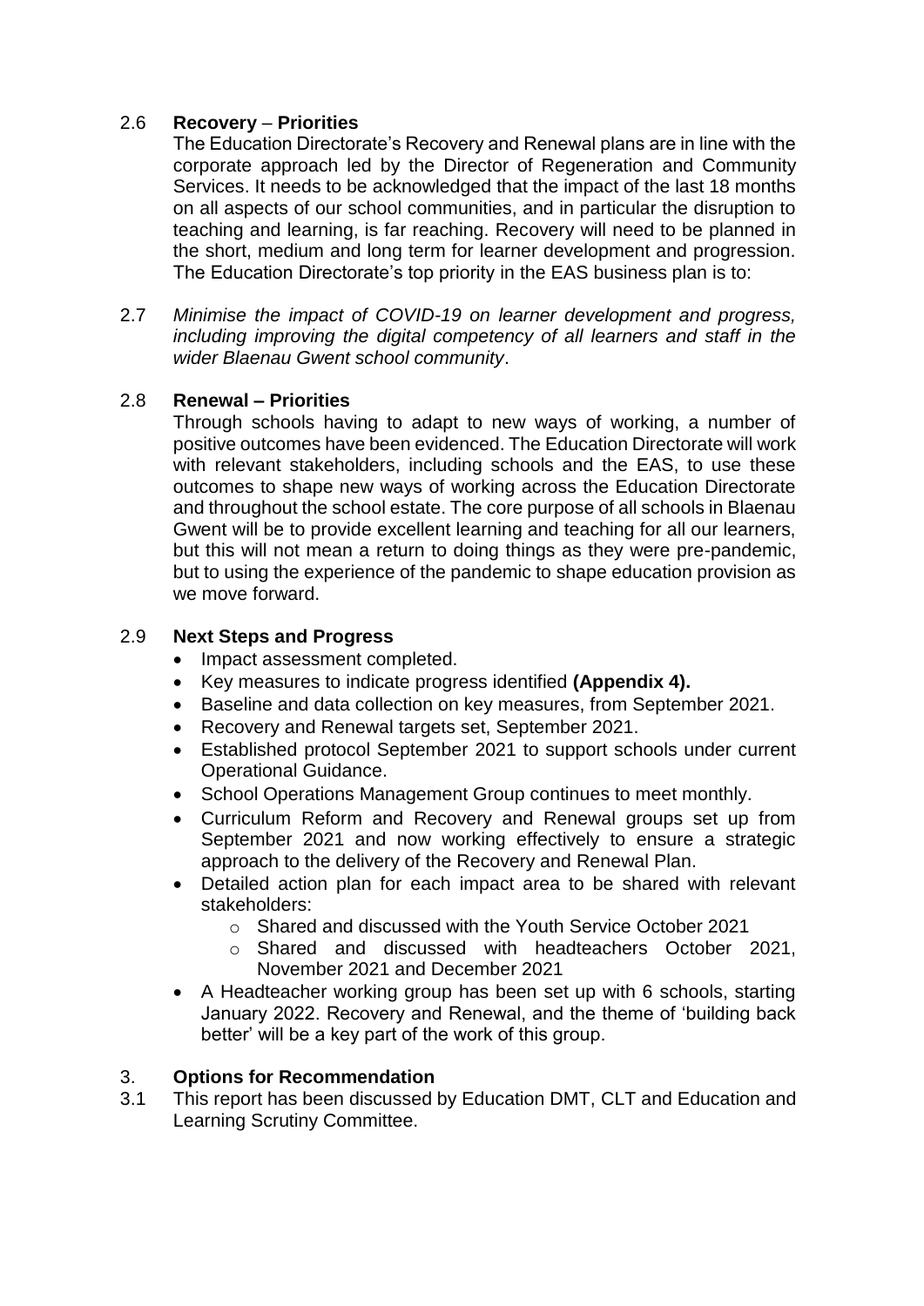2.6 **Recovery – Priorities**

The Education Directorate's Recovery and Renewal plans are in line with the corporate approach led by the Director of Regeneration and Community Services. It needs to be acknowledged that the impact of the last 18 months on all aspects of our school communities, and in particular the disruption to teaching and learning, is far reaching. Recovery will need to be planned in the short, medium and long term for learner development and progression. The Education Directorate's top priority in the EAS business plan is to:

2.7 *Minimise the impact of COVID-19 on learner development and progress, including improving the digital competency of all learners and staff in the wider Blaenau Gwent school community*.

2.8 **Renewal – Priorities**

Through schools having to adapt to new ways of working, a number of positive outcomes have been evidenced. The Education Directorate will work with relevant stakeholders, including schools and the EAS, to use these outcomes to shape new ways of working across the Education Directorate and throughout the school estate. The core purpose of all schools in Blaenau Gwent will be to provide excellent learning and teaching for all our learners, but this will not mean a return to doing things as they were pre-pandemic, but to using the experience of the pandemic to shape education provision as we move forward.

2.9 **Next Steps and Progress**

- Impact assessment completed.
- Key measures to indicate progress identified **(Appendix 4).**
- Baseline and data collection on key measures, from September 2021.
- Recovery and Renewal targets set, September 2021.
- Established protocol September 2021 to support schools under current Operational Guidance.
- School Operations Management Group continues to meet monthly.
- Curriculum Reform and Recovery and Renewal groups set up from September 2021 and now working effectively to ensure a strategic approach to the delivery of the Recovery and Renewal Plan.
- Detailed action plan for each impact area to be shared with relevant stakeholders:
  - Shared and discussed with the Youth Service October 2021
  - Shared and discussed with headteachers October 2021, November 2021 and December 2021
- A Headteacher working group has been set up with 6 schools, starting January 2022. Recovery and Renewal, and the theme of 'building back better' will be a key part of the work of this group.

3. **Options for Recommendation**

3.1 This report has been discussed by Education DMT, CLT and Education and Learning Scrutiny Committee.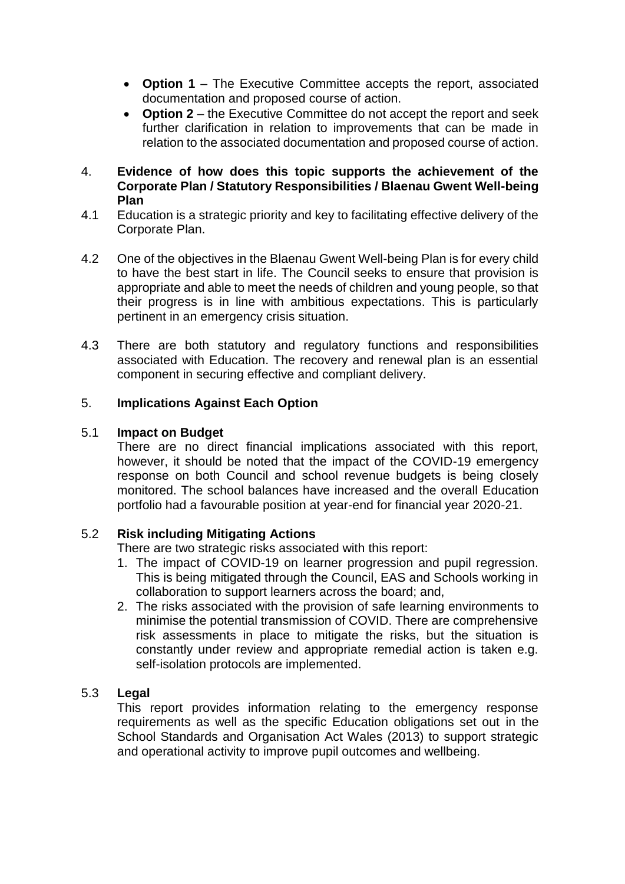- **Option 1** – The Executive Committee accepts the report, associated documentation and proposed course of action.
- **Option 2** – the Executive Committee do not accept the report and seek further clarification in relation to improvements that can be made in relation to the associated documentation and proposed course of action.

## 4. Evidence of how does this topic supports the achievement of the Corporate Plan / Statutory Responsibilities / Blaenau Gwent Well-being Plan

4.1 Education is a strategic priority and key to facilitating effective delivery of the Corporate Plan.

4.2 One of the objectives in the Blaenau Gwent Well-being Plan is for every child to have the best start in life. The Council seeks to ensure that provision is appropriate and able to meet the needs of children and young people, so that their progress is in line with ambitious expectations. This is particularly pertinent in an emergency crisis situation.

4.3 There are both statutory and regulatory functions and responsibilities associated with Education. The recovery and renewal plan is an essential component in securing effective and compliant delivery.

## 5. Implications Against Each Option

### 5.1 Impact on Budget

There are no direct financial implications associated with this report, however, it should be noted that the impact of the COVID-19 emergency response on both Council and school revenue budgets is being closely monitored. The school balances have increased and the overall Education portfolio had a favourable position at year-end for financial year 2020-21.

### 5.2 Risk including Mitigating Actions

There are two strategic risks associated with this report:

1. The impact of COVID-19 on learner progression and pupil regression. This is being mitigated through the Council, EAS and Schools working in collaboration to support learners across the board; and,
2. The risks associated with the provision of safe learning environments to minimise the potential transmission of COVID. There are comprehensive risk assessments in place to mitigate the risks, but the situation is constantly under review and appropriate remedial action is taken e.g. self-isolation protocols are implemented.

### 5.3 Legal

This report provides information relating to the emergency response requirements as well as the specific Education obligations set out in the School Standards and Organisation Act Wales (2013) to support strategic and operational activity to improve pupil outcomes and wellbeing.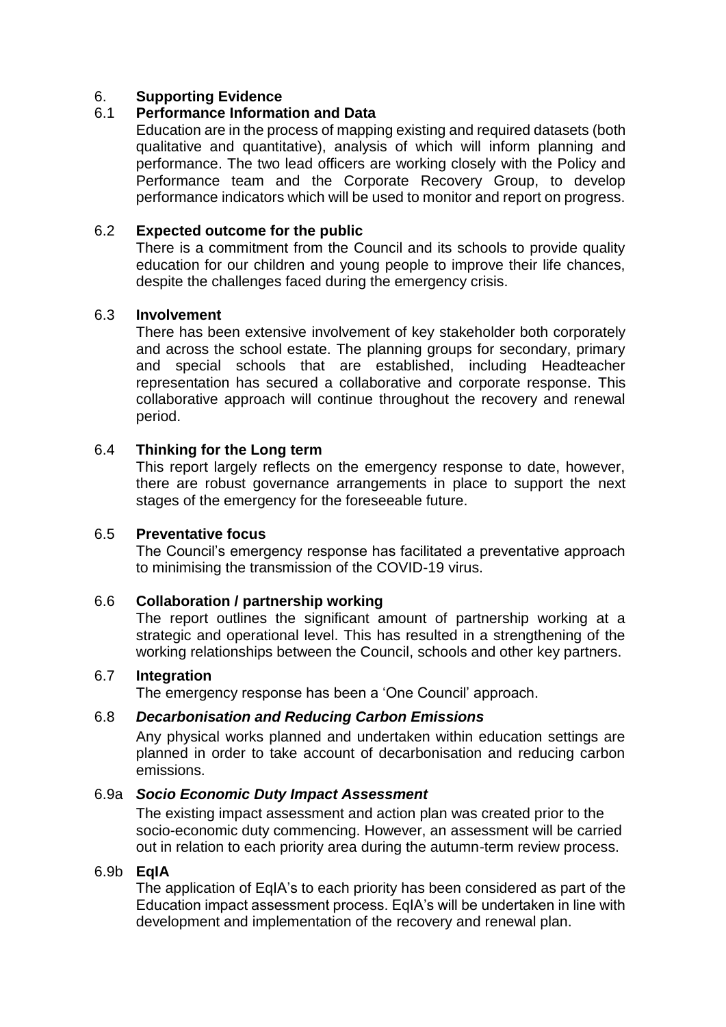## 6. Supporting Evidence

### 6.1 Performance Information and Data

Education are in the process of mapping existing and required datasets (both qualitative and quantitative), analysis of which will inform planning and performance. The two lead officers are working closely with the Policy and Performance team and the Corporate Recovery Group, to develop performance indicators which will be used to monitor and report on progress.

### 6.2 Expected outcome for the public

There is a commitment from the Council and its schools to provide quality education for our children and young people to improve their life chances, despite the challenges faced during the emergency crisis.

### 6.3 Involvement

There has been extensive involvement of key stakeholder both corporately and across the school estate. The planning groups for secondary, primary and special schools that are established, including Headteacher representation has secured a collaborative and corporate response. This collaborative approach will continue throughout the recovery and renewal period.

### 6.4 Thinking for the Long term

This report largely reflects on the emergency response to date, however, there are robust governance arrangements in place to support the next stages of the emergency for the foreseeable future.

### 6.5 Preventative focus

The Council's emergency response has facilitated a preventative approach to minimising the transmission of the COVID-19 virus.

### 6.6 Collaboration / partnership working

The report outlines the significant amount of partnership working at a strategic and operational level. This has resulted in a strengthening of the working relationships between the Council, schools and other key partners.

### 6.7 Integration

The emergency response has been a 'One Council' approach.

### 6.8 *Decarbonisation and Reducing Carbon Emissions*

Any physical works planned and undertaken within education settings are planned in order to take account of decarbonisation and reducing carbon emissions.

### 6.9a *Socio Economic Duty Impact Assessment*

The existing impact assessment and action plan was created prior to the socio-economic duty commencing. However, an assessment will be carried out in relation to each priority area during the autumn-term review process.

### 6.9b EqIA

The application of EqIA's to each priority has been considered as part of the Education impact assessment process. EqIA's will be undertaken in line with development and implementation of the recovery and renewal plan.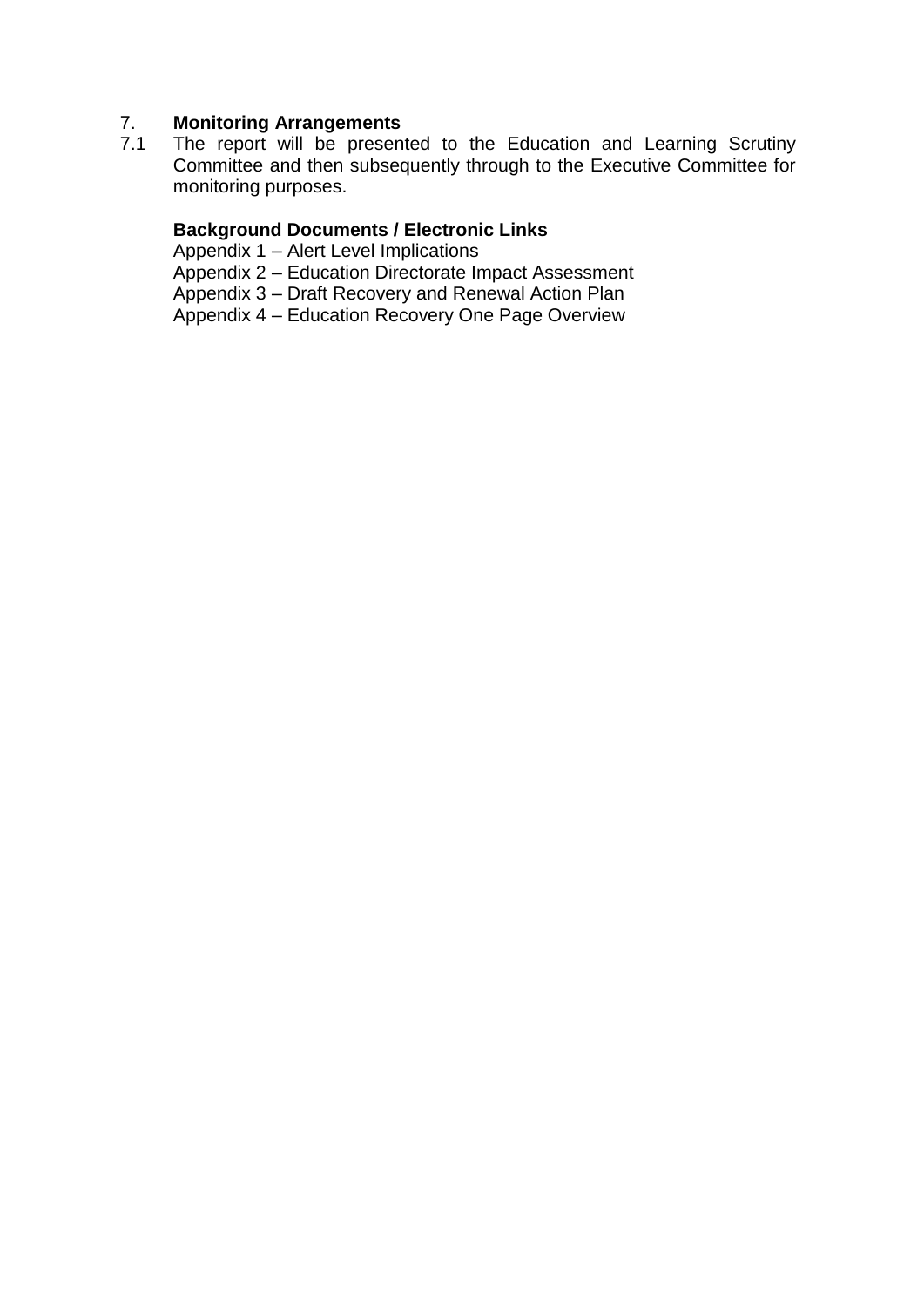## 7. Monitoring Arrangements

7.1 The report will be presented to the Education and Learning Scrutiny Committee and then subsequently through to the Executive Committee for monitoring purposes.

**Background Documents / Electronic Links**

Appendix 1 – Alert Level Implications
Appendix 2 – Education Directorate Impact Assessment
Appendix 3 – Draft Recovery and Renewal Action Plan
Appendix 4 – Education Recovery One Page Overview